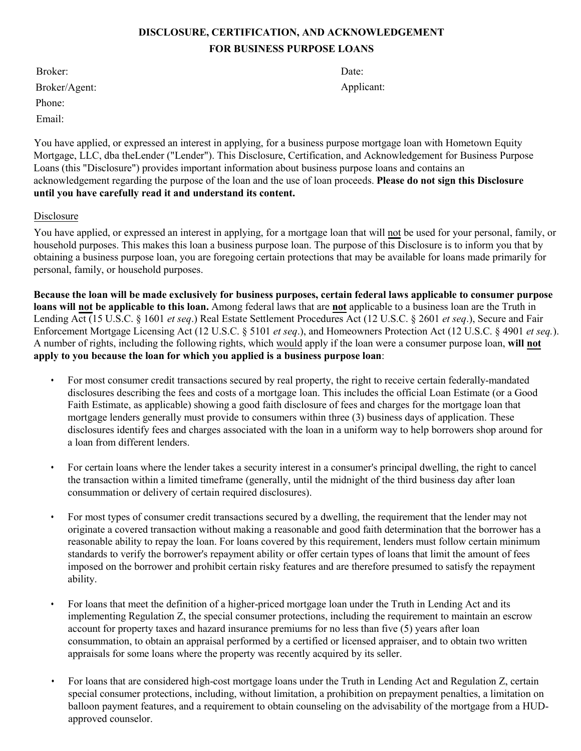# DISCLOSURE, CERTIFICATION, AND ACKNOWLEDGEMENT FOR BUSINESS PURPOSE LOANS

Broker:

Broker/Agent:

Phone:

Email:

Date:

Applicant:

You have applied, or expressed an interest in applying, for a business purpose mortgage loan with Hometown Equity Mortgage, LLC, dba theLender ("Lender"). This Disclosure, Certification, and Acknowledgement for Business Purpose Loans (this "Disclosure") provides important information about business purpose loans and contains an acknowledgement regarding the purpose of the loan and the use of loan proceeds. **Please do not sign this Disclosure until you have carefully read it and understand its content.**

## Disclosure

You have applied, or expressed an interest in applying, for a mortgage loan that will not be used for your personal, family, or household purposes. This makes this loan a business purpose loan. The purpose of this Disclosure is to inform you that by obtaining a business purpose loan, you are foregoing certain protections that may be available for loans made primarily for personal, family, or household purposes.

**Because the loan will be made exclusively for business purposes, certain federal laws applicable to consumer purpose loans will not be applicable to this loan.** Among federal laws that are **not** applicable to a business loan are the Truth in Lending Act (15 U.S.C. § 1601 *et seq*.) Real Estate Settlement Procedures Act (12 U.S.C. § 2601 *et seq*.), Secure and Fair Enforcement Mortgage Licensing Act (12 U.S.C. § 5101 *et seq*.), and Homeowners Protection Act (12 U.S.C. § 4901 *et seq.*). A number of rights, including the following rights, which would apply if the loan were a consumer purpose loan, **will not apply to you because the loan for which you applied is a business purpose loan**:

- For most consumer credit transactions secured by real property, the right to receive certain federally-mandated disclosures describing the fees and costs of a mortgage loan. This includes the official Loan Estimate (or a Good Faith Estimate, as applicable) showing a good faith disclosure of fees and charges for the mortgage loan that mortgage lenders generally must provide to consumers within three (3) business days of application. These disclosures identify fees and charges associated with the loan in a uniform way to help borrowers shop around for a loan from different lenders.

- For certain loans where the lender takes a security interest in a consumer's principal dwelling, the right to cancel the transaction within a limited timeframe (generally, until the midnight of the third business day after loan consummation or delivery of certain required disclosures).

- For most types of consumer credit transactions secured by a dwelling, the requirement that the lender may not originate a covered transaction without making a reasonable and good faith determination that the borrower has a reasonable ability to repay the loan. For loans covered by this requirement, lenders must follow certain minimum standards to verify the borrower's repayment ability or offer certain types of loans that limit the amount of fees imposed on the borrower and prohibit certain risky features and are therefore presumed to satisfy the repayment ability.

- For loans that meet the definition of a higher-priced mortgage loan under the Truth in Lending Act and its implementing Regulation Z, the special consumer protections, including the requirement to maintain an escrow account for property taxes and hazard insurance premiums for no less than five (5) years after loan consummation, to obtain an appraisal performed by a certified or licensed appraiser, and to obtain two written appraisals for some loans where the property was recently acquired by its seller.

- For loans that are considered high-cost mortgage loans under the Truth in Lending Act and Regulation Z, certain special consumer protections, including, without limitation, a prohibition on prepayment penalties, a limitation on balloon payment features, and a requirement to obtain counseling on the advisability of the mortgage from a HUD-approved counselor.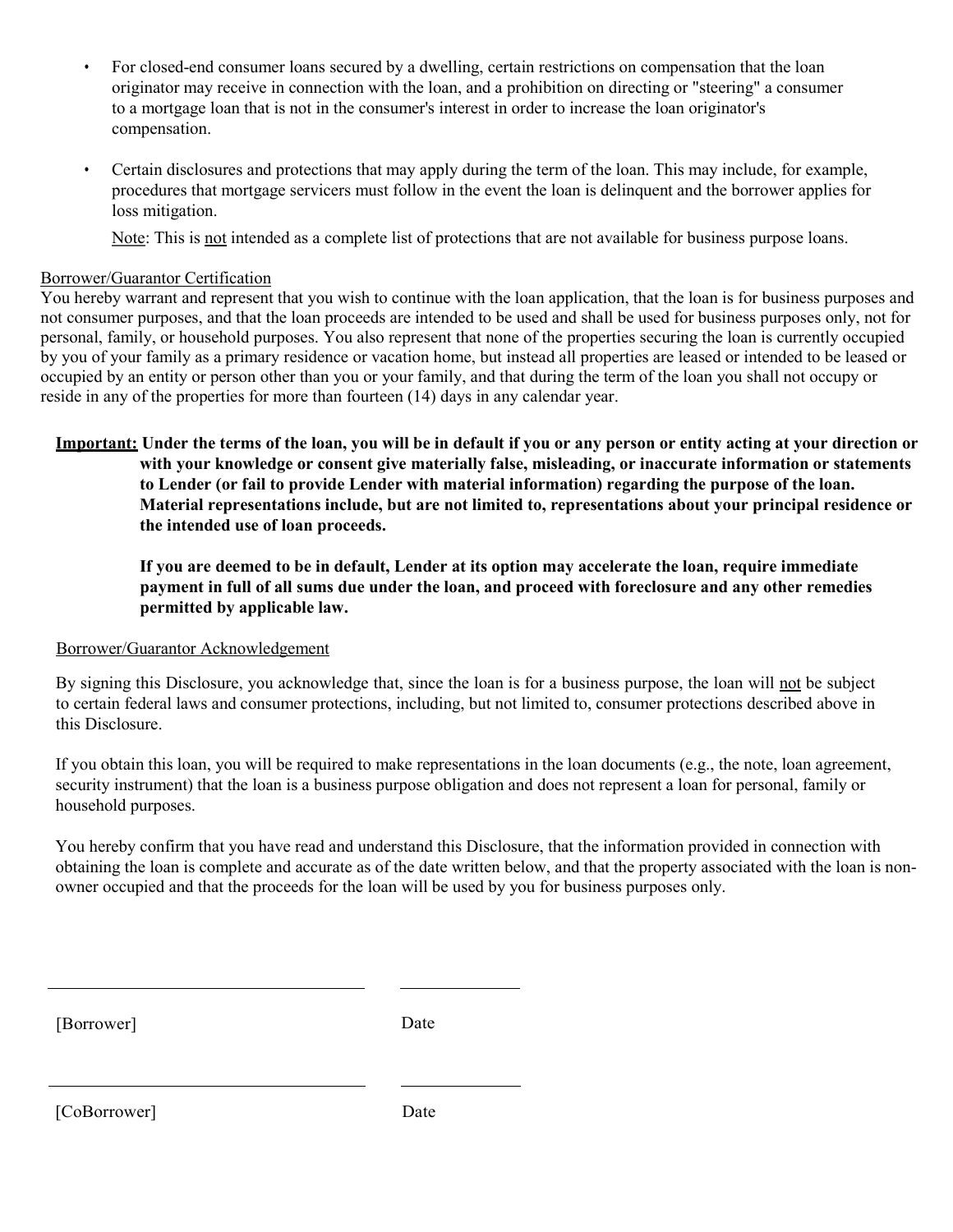- For closed-end consumer loans secured by a dwelling, certain restrictions on compensation that the loan originator may receive in connection with the loan, and a prohibition on directing or "steering" a consumer to a mortgage loan that is not in the consumer's interest in order to increase the loan originator's compensation.
- Certain disclosures and protections that may apply during the term of the loan. This may include, for example, procedures that mortgage servicers must follow in the event the loan is delinquent and the borrower applies for loss mitigation.

  Note: This is not intended as a complete list of protections that are not available for business purpose loans.

Borrower/Guarantor Certification

You hereby warrant and represent that you wish to continue with the loan application, that the loan is for business purposes and not consumer purposes, and that the loan proceeds are intended to be used and shall be used for business purposes only, not for personal, family, or household purposes. You also represent that none of the properties securing the loan is currently occupied by you of your family as a primary residence or vacation home, but instead all properties are leased or intended to be leased or occupied by an entity or person other than you or your family, and that during the term of the loan you shall not occupy or reside in any of the properties for more than fourteen (14) days in any calendar year.

**Important: Under the terms of the loan, you will be in default if you or any person or entity acting at your direction or with your knowledge or consent give materially false, misleading, or inaccurate information or statements to Lender (or fail to provide Lender with material information) regarding the purpose of the loan. Material representations include, but are not limited to, representations about your principal residence or the intended use of loan proceeds.**

**If you are deemed to be in default, Lender at its option may accelerate the loan, require immediate payment in full of all sums due under the loan, and proceed with foreclosure and any other remedies permitted by applicable law.**

Borrower/Guarantor Acknowledgement

By signing this Disclosure, you acknowledge that, since the loan is for a business purpose, the loan will not be subject to certain federal laws and consumer protections, including, but not limited to, consumer protections described above in this Disclosure.

If you obtain this loan, you will be required to make representations in the loan documents (e.g., the note, loan agreement, security instrument) that the loan is a business purpose obligation and does not represent a loan for personal, family or household purposes.

You hereby confirm that you have read and understand this Disclosure, that the information provided in connection with obtaining the loan is complete and accurate as of the date written below, and that the property associated with the loan is non-owner occupied and that the proceeds for the loan will be used by you for business purposes only.

\_\_\_\_\_\_\_\_\_\_\_\_\_\_\_\_\_\_\_\_\_\_\_\_\_\_\_\_\_\_ \_\_\_\_\_\_\_\_\_\_\_\_

[Borrower] Date

\_\_\_\_\_\_\_\_\_\_\_\_\_\_\_\_\_\_\_\_\_\_\_\_\_\_\_\_\_\_ \_\_\_\_\_\_\_\_\_\_\_\_

[CoBorrower] Date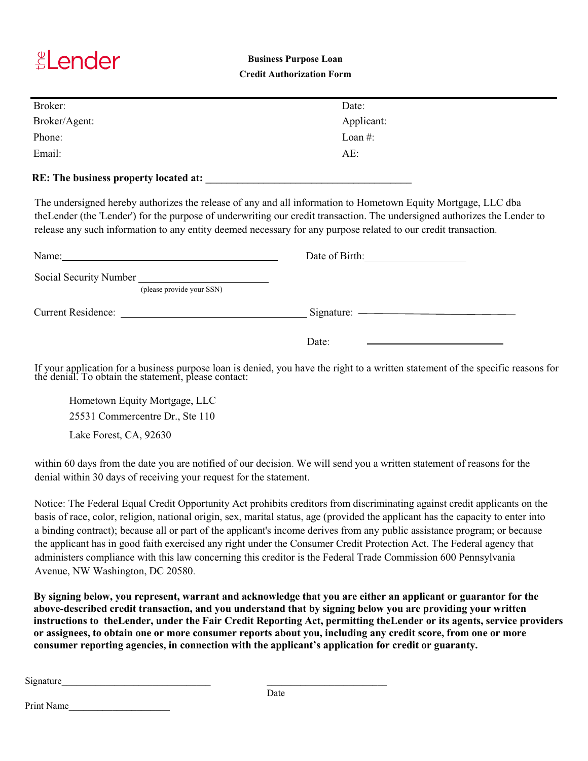theLender

**Business Purpose Loan**

**Credit Authorization Form**

| | |
|---|---|
| Broker: | Date: |
| Broker/Agent: | Applicant: |
| Phone: | Loan #: |
| Email: | AE: |

**RE: The business property located at: ______________________________________**

The undersigned hereby authorizes the release of any and all information to Hometown Equity Mortgage, LLC dba theLender (the 'Lender') for the purpose of underwriting our credit transaction. The undersigned authorizes the Lender to release any such information to any entity deemed necessary for any purpose related to our credit transaction.

Name:________________________________________ Date of Birth:___________________

Social Security Number ________________________
(please provide your SSN)

Current Residence: __________________________________ Signature: ____________________________

Date: ___________________________

If your application for a business purpose loan is denied, you have the right to a written statement of the specific reasons for the denial. To obtain the statement, please contact:

Hometown Equity Mortgage, LLC
25531 Commercentre Dr., Ste 110
Lake Forest, CA, 92630

within 60 days from the date you are notified of our decision. We will send you a written statement of reasons for the denial within 30 days of receiving your request for the statement.

Notice: The Federal Equal Credit Opportunity Act prohibits creditors from discriminating against credit applicants on the basis of race, color, religion, national origin, sex, marital status, age (provided the applicant has the capacity to enter into a binding contract); because all or part of the applicant's income derives from any public assistance program; or because the applicant has in good faith exercised any right under the Consumer Credit Protection Act. The Federal agency that administers compliance with this law concerning this creditor is the Federal Trade Commission 600 Pennsylvania Avenue, NW Washington, DC 20580.

**By signing below, you represent, warrant and acknowledge that you are either an applicant or guarantor for the above-described credit transaction, and you understand that by signing below you are providing your written instructions to theLender, under the Fair Credit Reporting Act, permitting theLender or its agents, service providers or assignees, to obtain one or more consumer reports about you, including any credit score, from one or more consumer reporting agencies, in connection with the applicant's application for credit or guaranty.**

Signature______________________________ ________________________
Date

Print Name_____________________